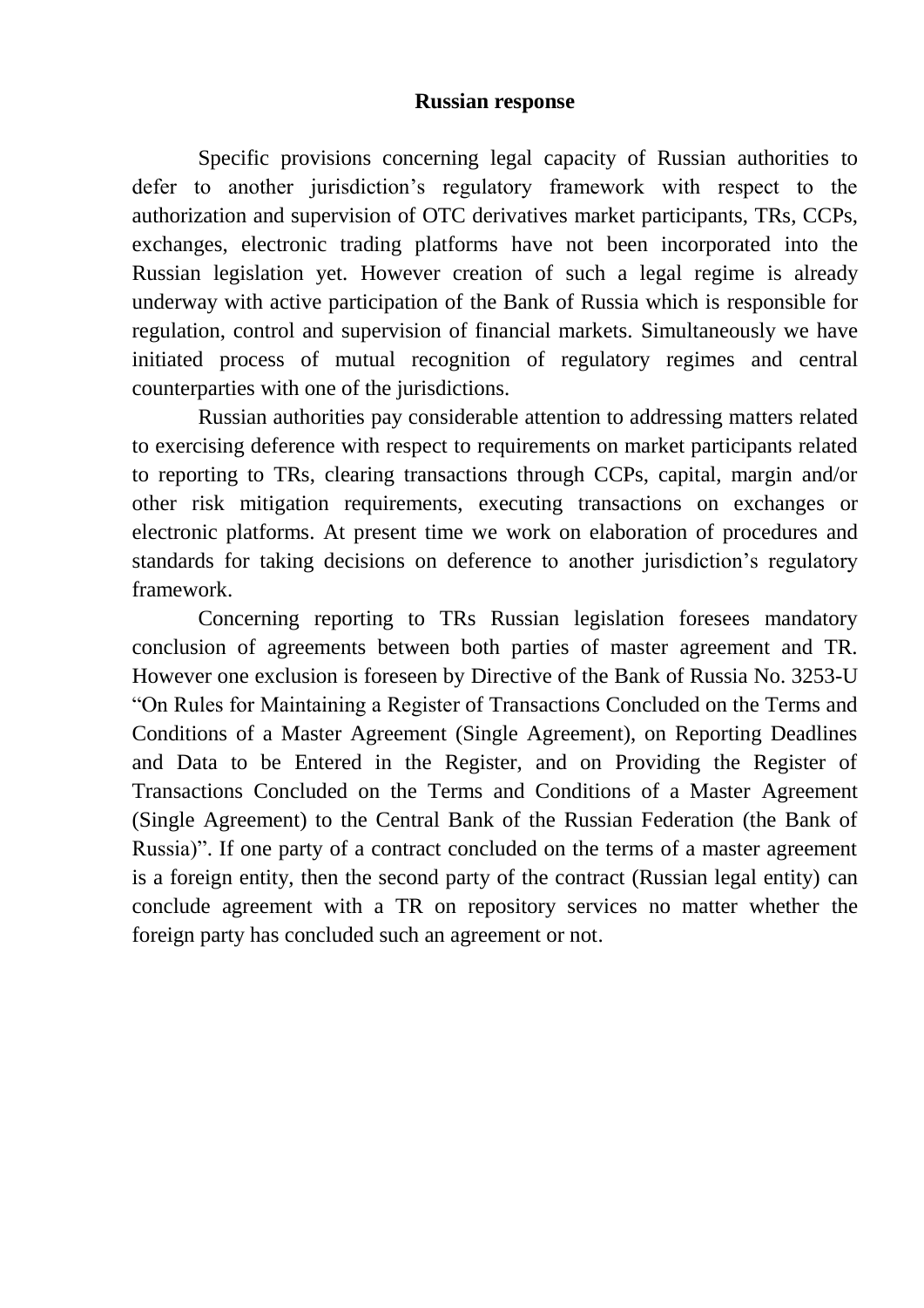# Russian response

Specific provisions concerning legal capacity of Russian authorities to defer to another jurisdiction's regulatory framework with respect to the authorization and supervision of OTC derivatives market participants, TRs, CCPs, exchanges, electronic trading platforms have not been incorporated into the Russian legislation yet. However creation of such a legal regime is already underway with active participation of the Bank of Russia which is responsible for regulation, control and supervision of financial markets. Simultaneously we have initiated process of mutual recognition of regulatory regimes and central counterparties with one of the jurisdictions.

Russian authorities pay considerable attention to addressing matters related to exercising deference with respect to requirements on market participants related to reporting to TRs, clearing transactions through CCPs, capital, margin and/or other risk mitigation requirements, executing transactions on exchanges or electronic platforms. At present time we work on elaboration of procedures and standards for taking decisions on deference to another jurisdiction's regulatory framework.

Concerning reporting to TRs Russian legislation foresees mandatory conclusion of agreements between both parties of master agreement and TR. However one exclusion is foreseen by Directive of the Bank of Russia No. 3253-U "On Rules for Maintaining a Register of Transactions Concluded on the Terms and Conditions of a Master Agreement (Single Agreement), on Reporting Deadlines and Data to be Entered in the Register, and on Providing the Register of Transactions Concluded on the Terms and Conditions of a Master Agreement (Single Agreement) to the Central Bank of the Russian Federation (the Bank of Russia)". If one party of a contract concluded on the terms of a master agreement is a foreign entity, then the second party of the contract (Russian legal entity) can conclude agreement with a TR on repository services no matter whether the foreign party has concluded such an agreement or not.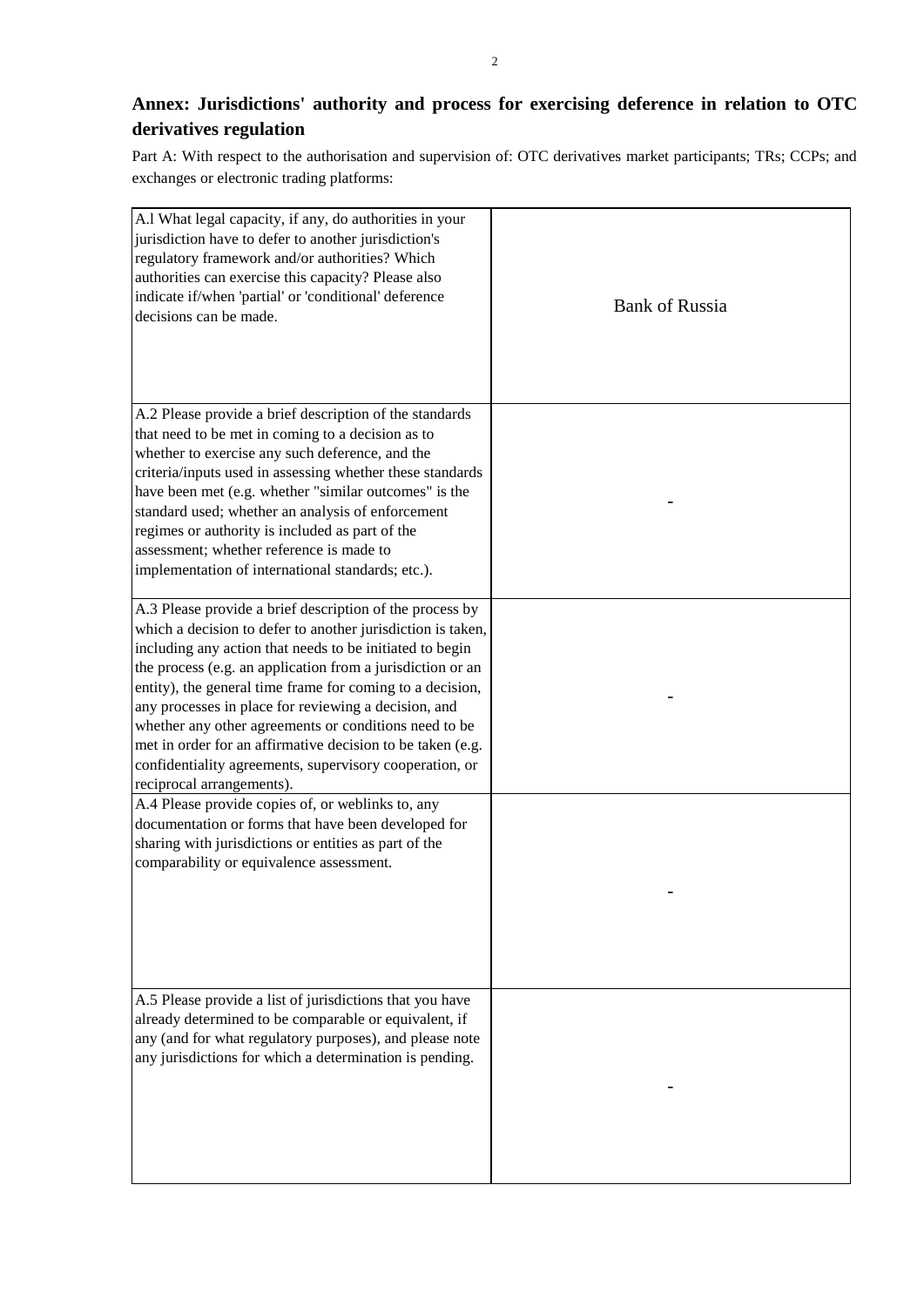**Annex: Jurisdictions' authority and process for exercising deference in relation to OTC derivatives regulation**

Part A: With respect to the authorisation and supervision of: OTC derivatives market participants; TRs; CCPs; and exchanges or electronic trading platforms:

| | |
|---|---|
| A.l What legal capacity, if any, do authorities in your jurisdiction have to defer to another jurisdiction's regulatory framework and/or authorities? Which authorities can exercise this capacity? Please also indicate if/when 'partial' or 'conditional' deference decisions can be made. | Bank of Russia |
| A.2 Please provide a brief description of the standards that need to be met in coming to a decision as to whether to exercise any such deference, and the criteria/inputs used in assessing whether these standards have been met (e.g. whether "similar outcomes" is the standard used; whether an analysis of enforcement regimes or authority is included as part of the assessment; whether reference is made to implementation of international standards; etc.). | - |
| A.3 Please provide a brief description of the process by which a decision to defer to another jurisdiction is taken, including any action that needs to be initiated to begin the process (e.g. an application from a jurisdiction or an entity), the general time frame for coming to a decision, any processes in place for reviewing a decision, and whether any other agreements or conditions need to be met in order for an affirmative decision to be taken (e.g. confidentiality agreements, supervisory cooperation, or reciprocal arrangements). | - |
| A.4 Please provide copies of, or weblinks to, any documentation or forms that have been developed for sharing with jurisdictions or entities as part of the comparability or equivalence assessment. | - |
| A.5 Please provide a list of jurisdictions that you have already determined to be comparable or equivalent, if any (and for what regulatory purposes), and please note any jurisdictions for which a determination is pending. | - |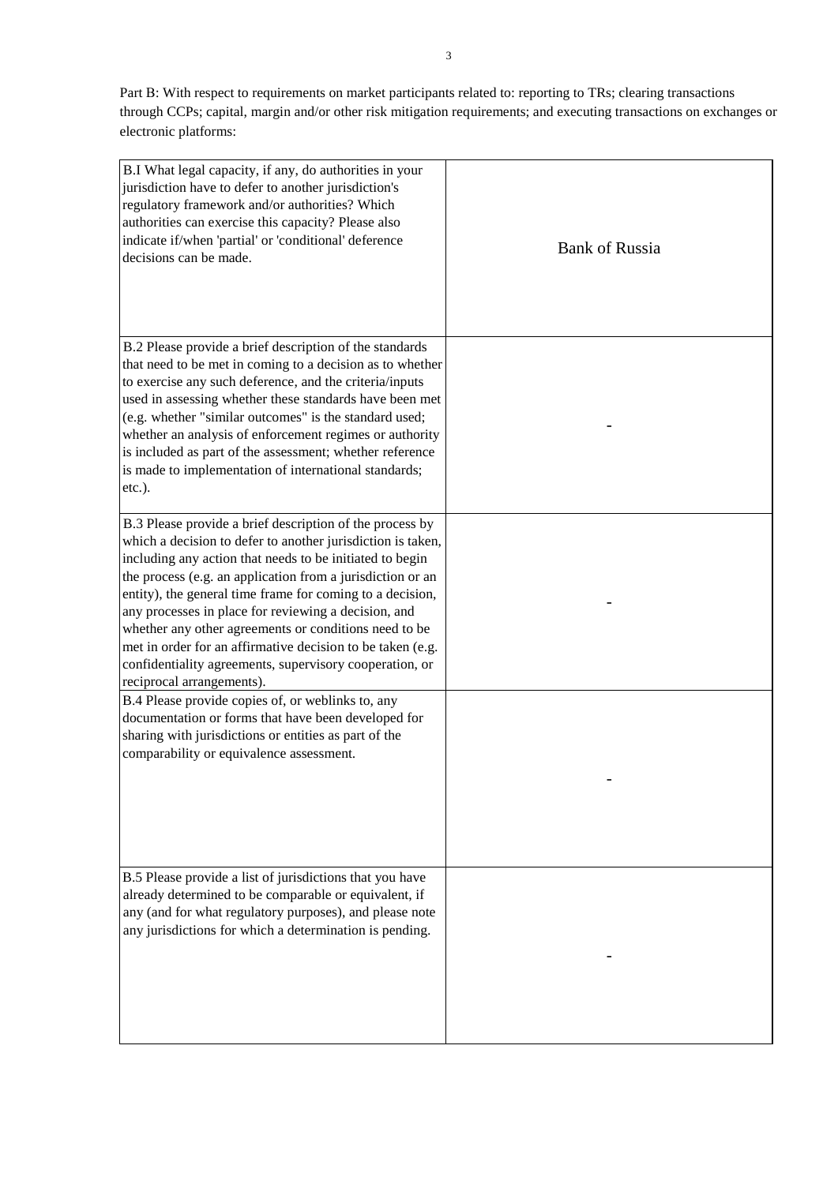Part B: With respect to requirements on market participants related to: reporting to TRs; clearing transactions through CCPs; capital, margin and/or other risk mitigation requirements; and executing transactions on exchanges or electronic platforms:

| | |
|---|---|
| B.I What legal capacity, if any, do authorities in your jurisdiction have to defer to another jurisdiction's regulatory framework and/or authorities? Which authorities can exercise this capacity? Please also indicate if/when 'partial' or 'conditional' deference decisions can be made. | Bank of Russia |
| B.2 Please provide a brief description of the standards that need to be met in coming to a decision as to whether to exercise any such deference, and the criteria/inputs used in assessing whether these standards have been met (e.g. whether "similar outcomes" is the standard used; whether an analysis of enforcement regimes or authority is included as part of the assessment; whether reference is made to implementation of international standards; etc.). | - |
| B.3 Please provide a brief description of the process by which a decision to defer to another jurisdiction is taken, including any action that needs to be initiated to begin the process (e.g. an application from a jurisdiction or an entity), the general time frame for coming to a decision, any processes in place for reviewing a decision, and whether any other agreements or conditions need to be met in order for an affirmative decision to be taken (e.g. confidentiality agreements, supervisory cooperation, or reciprocal arrangements). | - |
| B.4 Please provide copies of, or weblinks to, any documentation or forms that have been developed for sharing with jurisdictions or entities as part of the comparability or equivalence assessment. | - |
| B.5 Please provide a list of jurisdictions that you have already determined to be comparable or equivalent, if any (and for what regulatory purposes), and please note any jurisdictions for which a determination is pending. | - |